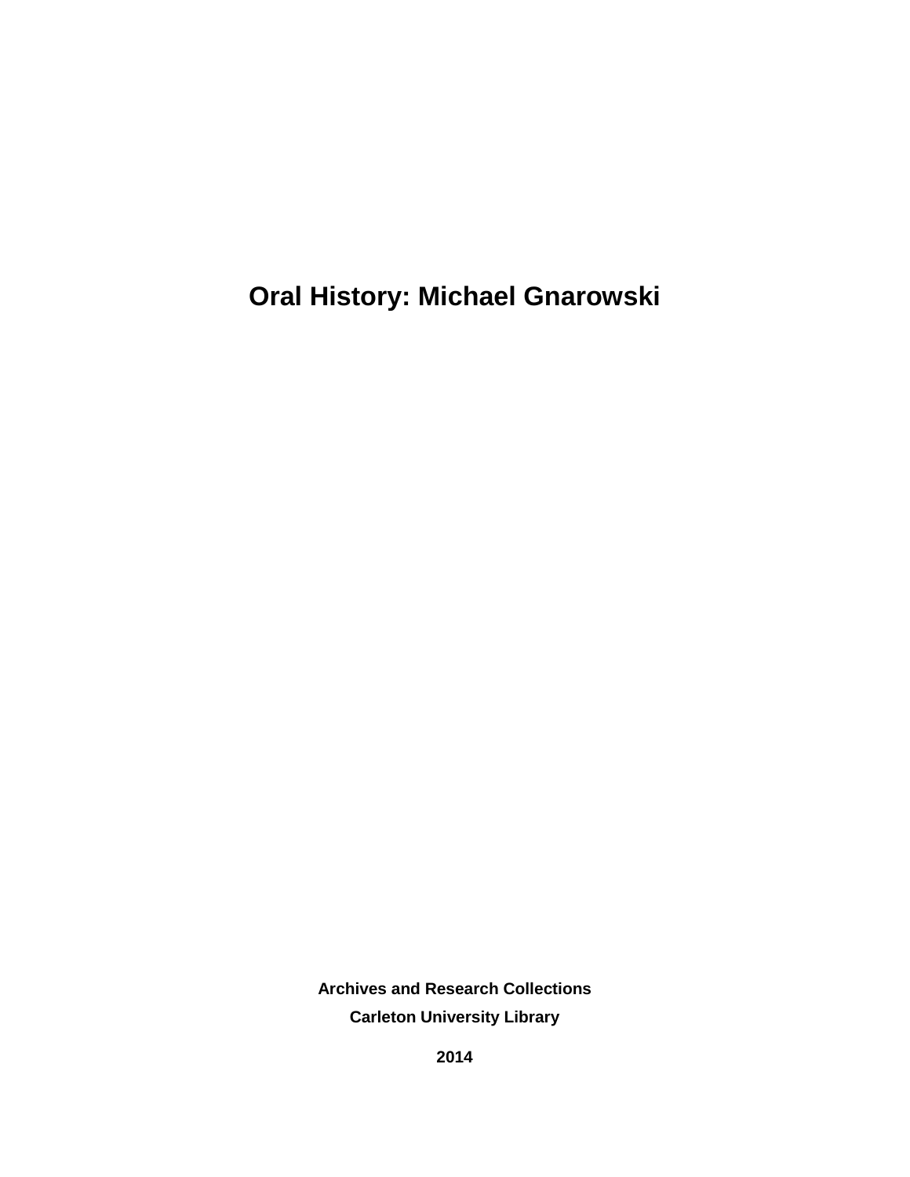# Oral History: Michael Gnarowski

**Archives and Research Collections**

**Carleton University Library**

**2014**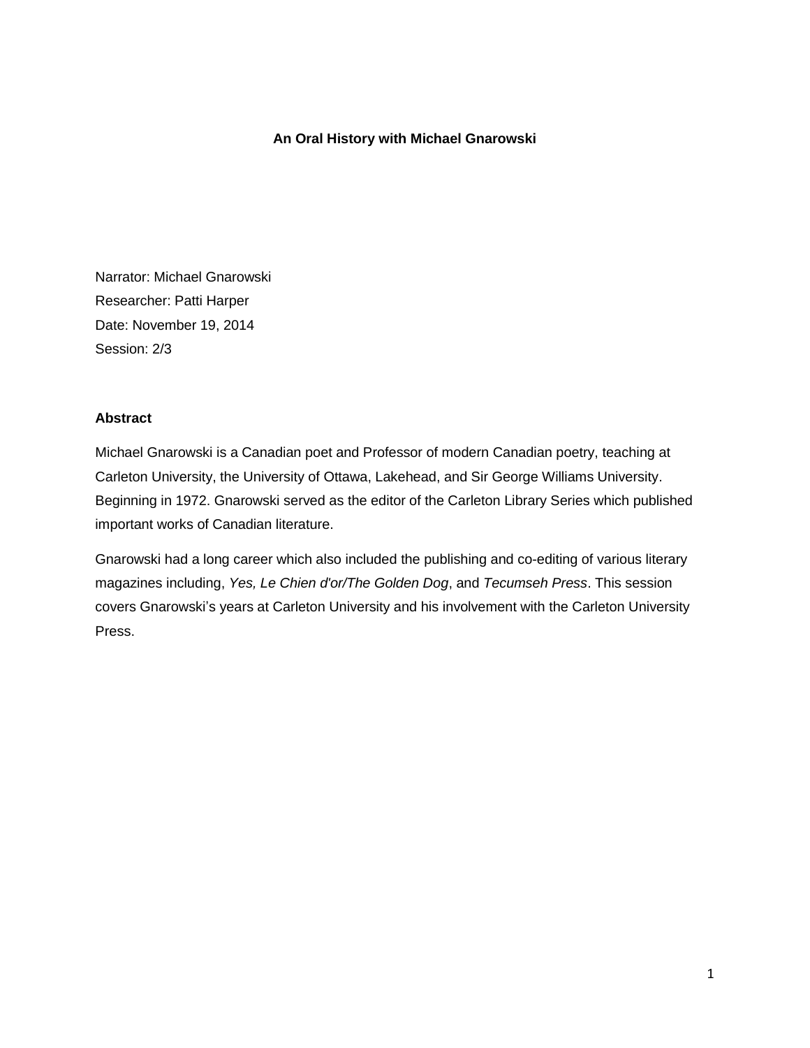**An Oral History with Michael Gnarowski**

Narrator: Michael Gnarowski
Researcher: Patti Harper
Date: November 19, 2014
Session: 2/3

**Abstract**

Michael Gnarowski is a Canadian poet and Professor of modern Canadian poetry, teaching at Carleton University, the University of Ottawa, Lakehead, and Sir George Williams University. Beginning in 1972. Gnarowski served as the editor of the Carleton Library Series which published important works of Canadian literature.

Gnarowski had a long career which also included the publishing and co-editing of various literary magazines including, *Yes, Le Chien d'or/The Golden Dog*, and *Tecumseh Press*. This session covers Gnarowski's years at Carleton University and his involvement with the Carleton University Press.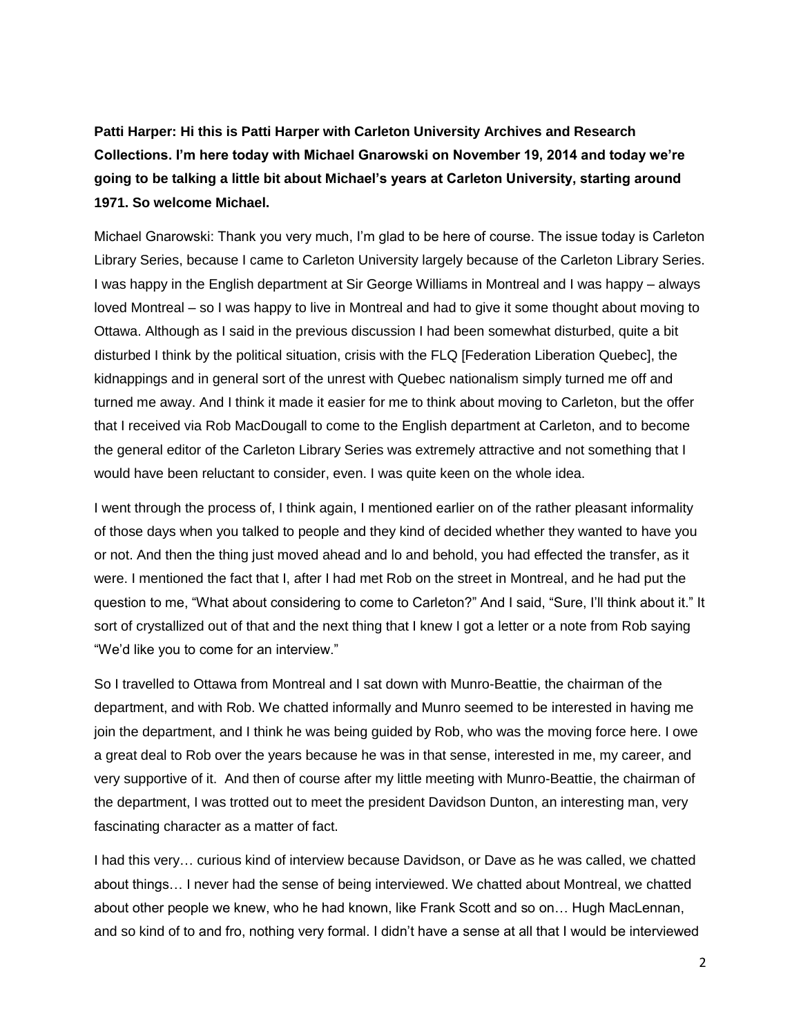**Patti Harper: Hi this is Patti Harper with Carleton University Archives and Research Collections. I'm here today with Michael Gnarowski on November 19, 2014 and today we're going to be talking a little bit about Michael's years at Carleton University, starting around 1971. So welcome Michael.**

Michael Gnarowski: Thank you very much, I'm glad to be here of course. The issue today is Carleton Library Series, because I came to Carleton University largely because of the Carleton Library Series. I was happy in the English department at Sir George Williams in Montreal and I was happy – always loved Montreal – so I was happy to live in Montreal and had to give it some thought about moving to Ottawa. Although as I said in the previous discussion I had been somewhat disturbed, quite a bit disturbed I think by the political situation, crisis with the FLQ [Federation Liberation Quebec], the kidnappings and in general sort of the unrest with Quebec nationalism simply turned me off and turned me away. And I think it made it easier for me to think about moving to Carleton, but the offer that I received via Rob MacDougall to come to the English department at Carleton, and to become the general editor of the Carleton Library Series was extremely attractive and not something that I would have been reluctant to consider, even. I was quite keen on the whole idea.

I went through the process of, I think again, I mentioned earlier on of the rather pleasant informality of those days when you talked to people and they kind of decided whether they wanted to have you or not. And then the thing just moved ahead and lo and behold, you had effected the transfer, as it were. I mentioned the fact that I, after I had met Rob on the street in Montreal, and he had put the question to me, "What about considering to come to Carleton?" And I said, "Sure, I'll think about it." It sort of crystallized out of that and the next thing that I knew I got a letter or a note from Rob saying "We'd like you to come for an interview."

So I travelled to Ottawa from Montreal and I sat down with Munro-Beattie, the chairman of the department, and with Rob. We chatted informally and Munro seemed to be interested in having me join the department, and I think he was being guided by Rob, who was the moving force here. I owe a great deal to Rob over the years because he was in that sense, interested in me, my career, and very supportive of it. And then of course after my little meeting with Munro-Beattie, the chairman of the department, I was trotted out to meet the president Davidson Dunton, an interesting man, very fascinating character as a matter of fact.

I had this very… curious kind of interview because Davidson, or Dave as he was called, we chatted about things… I never had the sense of being interviewed. We chatted about Montreal, we chatted about other people we knew, who he had known, like Frank Scott and so on… Hugh MacLennan, and so kind of to and fro, nothing very formal. I didn't have a sense at all that I would be interviewed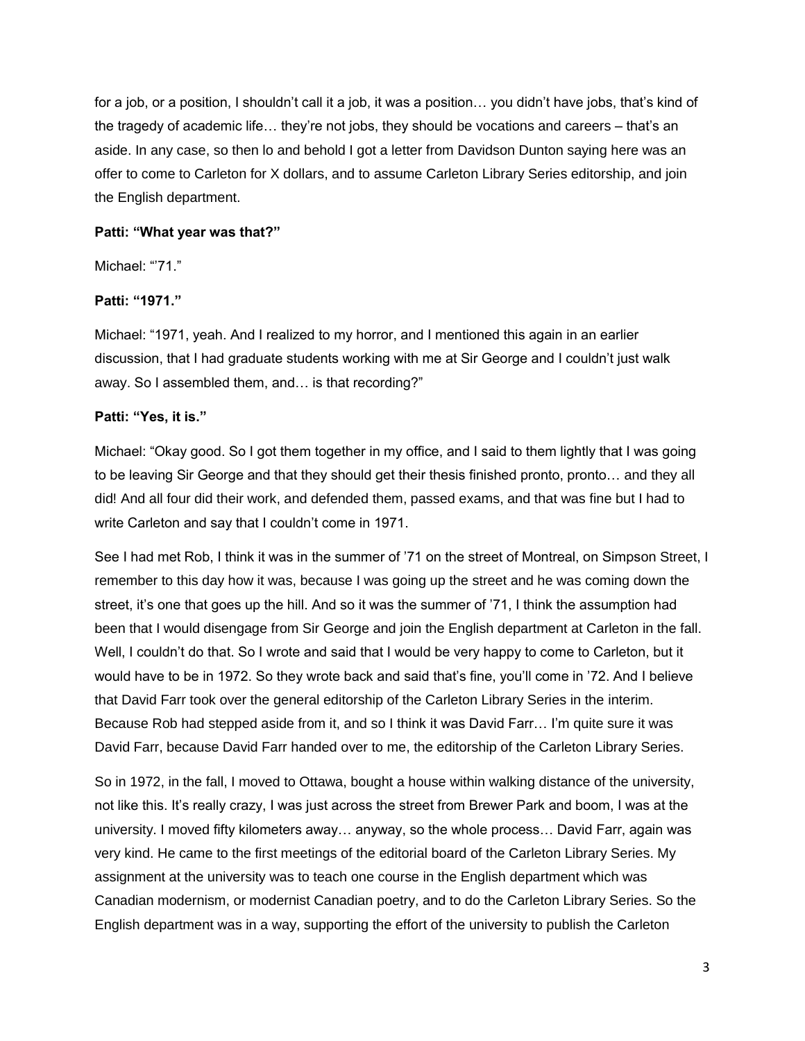for a job, or a position, I shouldn't call it a job, it was a position… you didn't have jobs, that's kind of the tragedy of academic life… they're not jobs, they should be vocations and careers – that's an aside. In any case, so then lo and behold I got a letter from Davidson Dunton saying here was an offer to come to Carleton for X dollars, and to assume Carleton Library Series editorship, and join the English department.

**Patti: "What year was that?"**

Michael: "'71."

**Patti: "1971."**

Michael: "1971, yeah. And I realized to my horror, and I mentioned this again in an earlier discussion, that I had graduate students working with me at Sir George and I couldn't just walk away. So I assembled them, and… is that recording?"

**Patti: "Yes, it is."**

Michael: "Okay good. So I got them together in my office, and I said to them lightly that I was going to be leaving Sir George and that they should get their thesis finished pronto, pronto… and they all did! And all four did their work, and defended them, passed exams, and that was fine but I had to write Carleton and say that I couldn't come in 1971.

See I had met Rob, I think it was in the summer of '71 on the street of Montreal, on Simpson Street, I remember to this day how it was, because I was going up the street and he was coming down the street, it's one that goes up the hill. And so it was the summer of '71, I think the assumption had been that I would disengage from Sir George and join the English department at Carleton in the fall. Well, I couldn't do that. So I wrote and said that I would be very happy to come to Carleton, but it would have to be in 1972. So they wrote back and said that's fine, you'll come in '72. And I believe that David Farr took over the general editorship of the Carleton Library Series in the interim. Because Rob had stepped aside from it, and so I think it was David Farr… I'm quite sure it was David Farr, because David Farr handed over to me, the editorship of the Carleton Library Series.

So in 1972, in the fall, I moved to Ottawa, bought a house within walking distance of the university, not like this. It's really crazy, I was just across the street from Brewer Park and boom, I was at the university. I moved fifty kilometers away… anyway, so the whole process… David Farr, again was very kind. He came to the first meetings of the editorial board of the Carleton Library Series. My assignment at the university was to teach one course in the English department which was Canadian modernism, or modernist Canadian poetry, and to do the Carleton Library Series. So the English department was in a way, supporting the effort of the university to publish the Carleton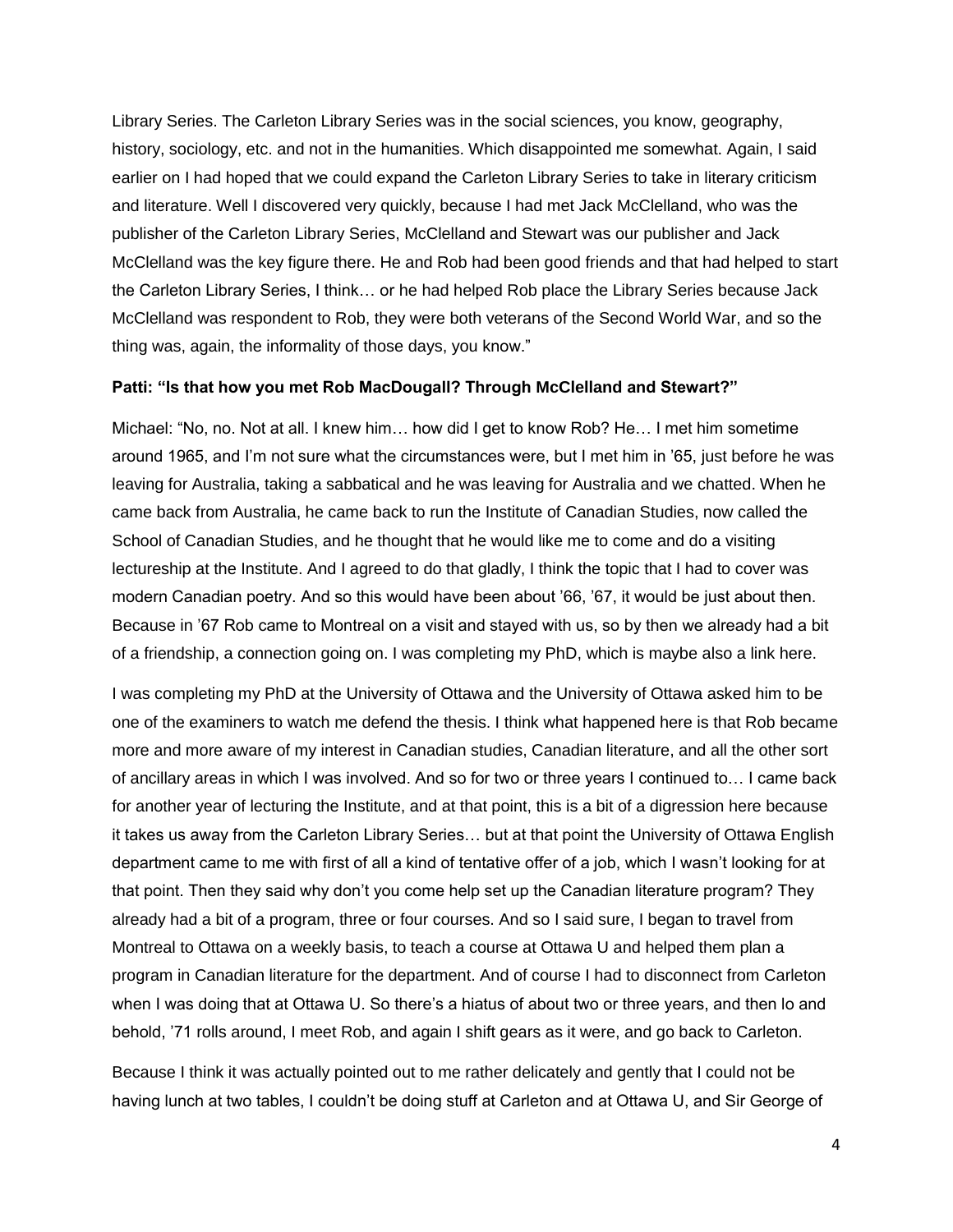Library Series. The Carleton Library Series was in the social sciences, you know, geography, history, sociology, etc. and not in the humanities. Which disappointed me somewhat. Again, I said earlier on I had hoped that we could expand the Carleton Library Series to take in literary criticism and literature. Well I discovered very quickly, because I had met Jack McClelland, who was the publisher of the Carleton Library Series, McClelland and Stewart was our publisher and Jack McClelland was the key figure there. He and Rob had been good friends and that had helped to start the Carleton Library Series, I think… or he had helped Rob place the Library Series because Jack McClelland was respondent to Rob, they were both veterans of the Second World War, and so the thing was, again, the informality of those days, you know."

**Patti: "Is that how you met Rob MacDougall? Through McClelland and Stewart?"**

Michael: "No, no. Not at all. I knew him… how did I get to know Rob? He… I met him sometime around 1965, and I'm not sure what the circumstances were, but I met him in '65, just before he was leaving for Australia, taking a sabbatical and he was leaving for Australia and we chatted. When he came back from Australia, he came back to run the Institute of Canadian Studies, now called the School of Canadian Studies, and he thought that he would like me to come and do a visiting lectureship at the Institute. And I agreed to do that gladly, I think the topic that I had to cover was modern Canadian poetry. And so this would have been about '66, '67, it would be just about then. Because in '67 Rob came to Montreal on a visit and stayed with us, so by then we already had a bit of a friendship, a connection going on. I was completing my PhD, which is maybe also a link here.

I was completing my PhD at the University of Ottawa and the University of Ottawa asked him to be one of the examiners to watch me defend the thesis. I think what happened here is that Rob became more and more aware of my interest in Canadian studies, Canadian literature, and all the other sort of ancillary areas in which I was involved. And so for two or three years I continued to… I came back for another year of lecturing the Institute, and at that point, this is a bit of a digression here because it takes us away from the Carleton Library Series… but at that point the University of Ottawa English department came to me with first of all a kind of tentative offer of a job, which I wasn't looking for at that point. Then they said why don't you come help set up the Canadian literature program? They already had a bit of a program, three or four courses. And so I said sure, I began to travel from Montreal to Ottawa on a weekly basis, to teach a course at Ottawa U and helped them plan a program in Canadian literature for the department. And of course I had to disconnect from Carleton when I was doing that at Ottawa U. So there's a hiatus of about two or three years, and then lo and behold, '71 rolls around, I meet Rob, and again I shift gears as it were, and go back to Carleton.

Because I think it was actually pointed out to me rather delicately and gently that I could not be having lunch at two tables, I couldn't be doing stuff at Carleton and at Ottawa U, and Sir George of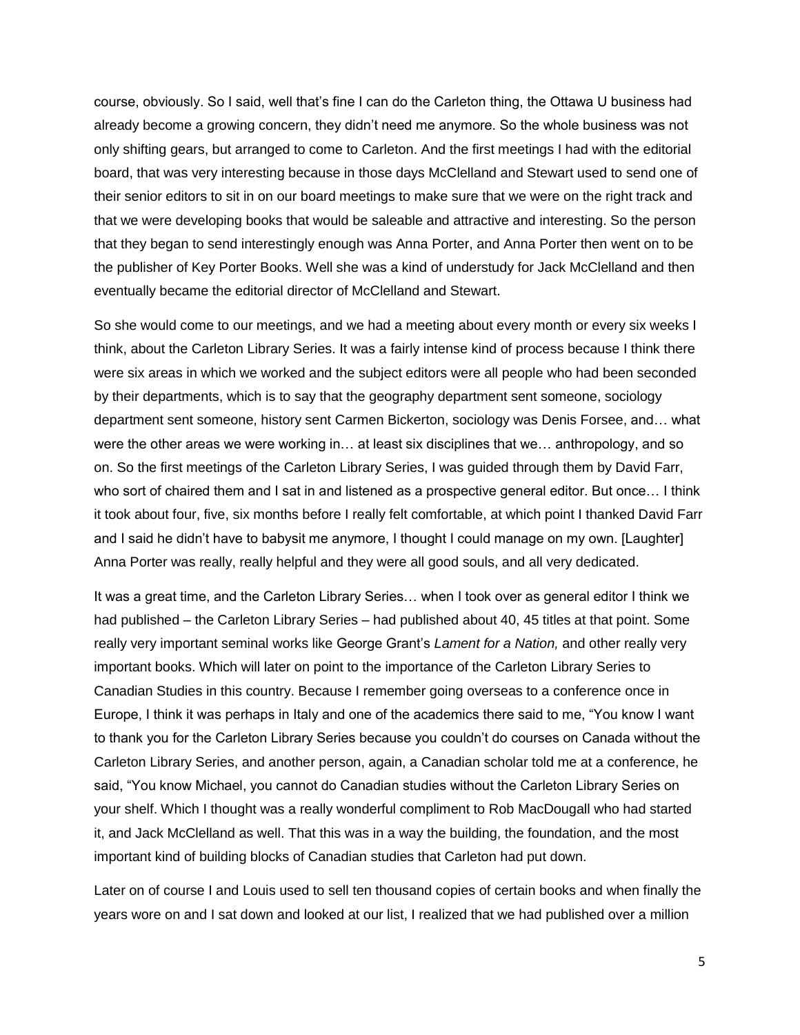course, obviously. So I said, well that's fine I can do the Carleton thing, the Ottawa U business had already become a growing concern, they didn't need me anymore. So the whole business was not only shifting gears, but arranged to come to Carleton. And the first meetings I had with the editorial board, that was very interesting because in those days McClelland and Stewart used to send one of their senior editors to sit in on our board meetings to make sure that we were on the right track and that we were developing books that would be saleable and attractive and interesting. So the person that they began to send interestingly enough was Anna Porter, and Anna Porter then went on to be the publisher of Key Porter Books. Well she was a kind of understudy for Jack McClelland and then eventually became the editorial director of McClelland and Stewart.

So she would come to our meetings, and we had a meeting about every month or every six weeks I think, about the Carleton Library Series. It was a fairly intense kind of process because I think there were six areas in which we worked and the subject editors were all people who had been seconded by their departments, which is to say that the geography department sent someone, sociology department sent someone, history sent Carmen Bickerton, sociology was Denis Forsee, and… what were the other areas we were working in… at least six disciplines that we… anthropology, and so on. So the first meetings of the Carleton Library Series, I was guided through them by David Farr, who sort of chaired them and I sat in and listened as a prospective general editor. But once… I think it took about four, five, six months before I really felt comfortable, at which point I thanked David Farr and I said he didn't have to babysit me anymore, I thought I could manage on my own. [Laughter] Anna Porter was really, really helpful and they were all good souls, and all very dedicated.

It was a great time, and the Carleton Library Series… when I took over as general editor I think we had published – the Carleton Library Series – had published about 40, 45 titles at that point. Some really very important seminal works like George Grant's *Lament for a Nation,* and other really very important books. Which will later on point to the importance of the Carleton Library Series to Canadian Studies in this country. Because I remember going overseas to a conference once in Europe, I think it was perhaps in Italy and one of the academics there said to me, "You know I want to thank you for the Carleton Library Series because you couldn't do courses on Canada without the Carleton Library Series, and another person, again, a Canadian scholar told me at a conference, he said, "You know Michael, you cannot do Canadian studies without the Carleton Library Series on your shelf. Which I thought was a really wonderful compliment to Rob MacDougall who had started it, and Jack McClelland as well. That this was in a way the building, the foundation, and the most important kind of building blocks of Canadian studies that Carleton had put down.

Later on of course I and Louis used to sell ten thousand copies of certain books and when finally the years wore on and I sat down and looked at our list, I realized that we had published over a million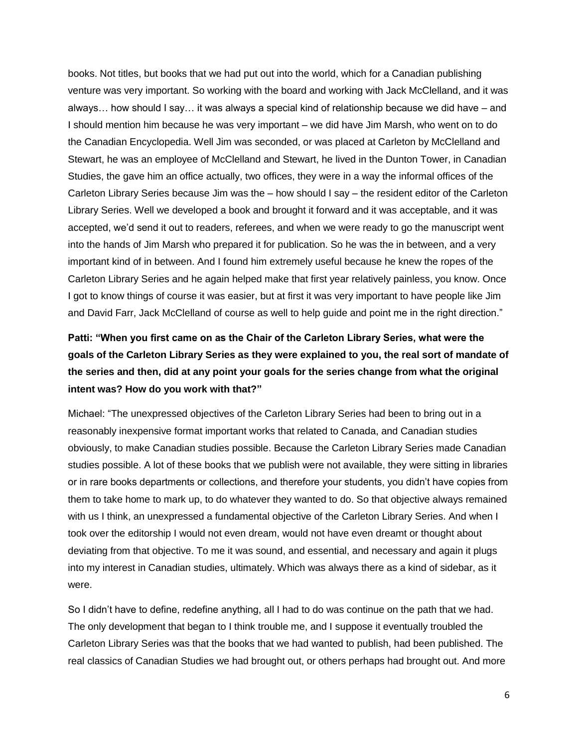books. Not titles, but books that we had put out into the world, which for a Canadian publishing venture was very important. So working with the board and working with Jack McClelland, and it was always… how should I say… it was always a special kind of relationship because we did have – and I should mention him because he was very important – we did have Jim Marsh, who went on to do the Canadian Encyclopedia. Well Jim was seconded, or was placed at Carleton by McClelland and Stewart, he was an employee of McClelland and Stewart, he lived in the Dunton Tower, in Canadian Studies, the gave him an office actually, two offices, they were in a way the informal offices of the Carleton Library Series because Jim was the – how should I say – the resident editor of the Carleton Library Series. Well we developed a book and brought it forward and it was acceptable, and it was accepted, we'd send it out to readers, referees, and when we were ready to go the manuscript went into the hands of Jim Marsh who prepared it for publication. So he was the in between, and a very important kind of in between. And I found him extremely useful because he knew the ropes of the Carleton Library Series and he again helped make that first year relatively painless, you know. Once I got to know things of course it was easier, but at first it was very important to have people like Jim and David Farr, Jack McClelland of course as well to help guide and point me in the right direction."

**Patti: "When you first came on as the Chair of the Carleton Library Series, what were the goals of the Carleton Library Series as they were explained to you, the real sort of mandate of the series and then, did at any point your goals for the series change from what the original intent was? How do you work with that?"**

Michael: "The unexpressed objectives of the Carleton Library Series had been to bring out in a reasonably inexpensive format important works that related to Canada, and Canadian studies obviously, to make Canadian studies possible. Because the Carleton Library Series made Canadian studies possible. A lot of these books that we publish were not available, they were sitting in libraries or in rare books departments or collections, and therefore your students, you didn't have copies from them to take home to mark up, to do whatever they wanted to do. So that objective always remained with us I think, an unexpressed a fundamental objective of the Carleton Library Series. And when I took over the editorship I would not even dream, would not have even dreamt or thought about deviating from that objective. To me it was sound, and essential, and necessary and again it plugs into my interest in Canadian studies, ultimately. Which was always there as a kind of sidebar, as it were.

So I didn't have to define, redefine anything, all I had to do was continue on the path that we had. The only development that began to I think trouble me, and I suppose it eventually troubled the Carleton Library Series was that the books that we had wanted to publish, had been published. The real classics of Canadian Studies we had brought out, or others perhaps had brought out. And more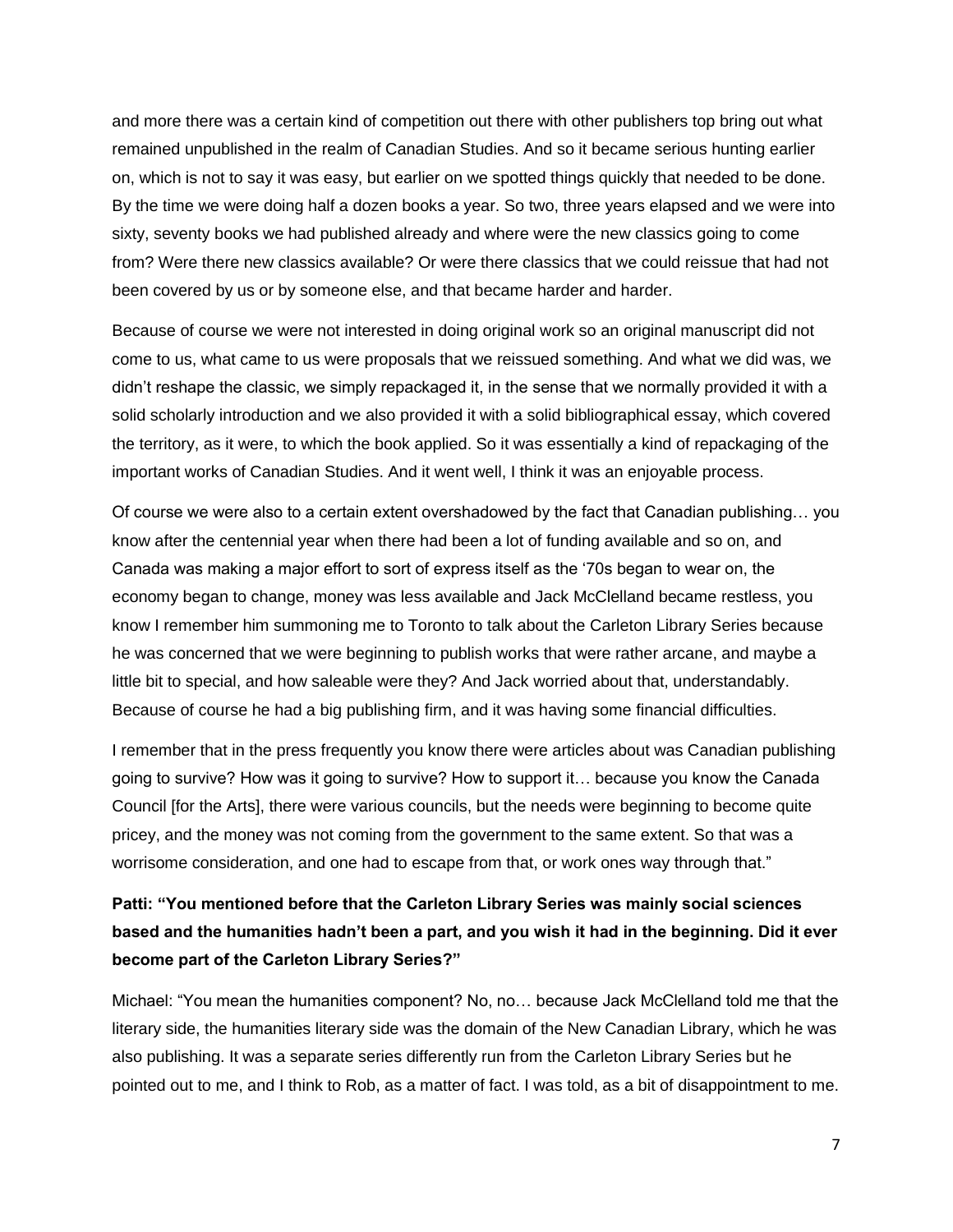and more there was a certain kind of competition out there with other publishers top bring out what remained unpublished in the realm of Canadian Studies. And so it became serious hunting earlier on, which is not to say it was easy, but earlier on we spotted things quickly that needed to be done. By the time we were doing half a dozen books a year. So two, three years elapsed and we were into sixty, seventy books we had published already and where were the new classics going to come from? Were there new classics available? Or were there classics that we could reissue that had not been covered by us or by someone else, and that became harder and harder.

Because of course we were not interested in doing original work so an original manuscript did not come to us, what came to us were proposals that we reissued something. And what we did was, we didn't reshape the classic, we simply repackaged it, in the sense that we normally provided it with a solid scholarly introduction and we also provided it with a solid bibliographical essay, which covered the territory, as it were, to which the book applied. So it was essentially a kind of repackaging of the important works of Canadian Studies. And it went well, I think it was an enjoyable process.

Of course we were also to a certain extent overshadowed by the fact that Canadian publishing… you know after the centennial year when there had been a lot of funding available and so on, and Canada was making a major effort to sort of express itself as the '70s began to wear on, the economy began to change, money was less available and Jack McClelland became restless, you know I remember him summoning me to Toronto to talk about the Carleton Library Series because he was concerned that we were beginning to publish works that were rather arcane, and maybe a little bit to special, and how saleable were they? And Jack worried about that, understandably. Because of course he had a big publishing firm, and it was having some financial difficulties.

I remember that in the press frequently you know there were articles about was Canadian publishing going to survive? How was it going to survive? How to support it… because you know the Canada Council [for the Arts], there were various councils, but the needs were beginning to become quite pricey, and the money was not coming from the government to the same extent. So that was a worrisome consideration, and one had to escape from that, or work ones way through that."

**Patti: "You mentioned before that the Carleton Library Series was mainly social sciences based and the humanities hadn't been a part, and you wish it had in the beginning. Did it ever become part of the Carleton Library Series?"**

Michael: "You mean the humanities component? No, no… because Jack McClelland told me that the literary side, the humanities literary side was the domain of the New Canadian Library, which he was also publishing. It was a separate series differently run from the Carleton Library Series but he pointed out to me, and I think to Rob, as a matter of fact. I was told, as a bit of disappointment to me.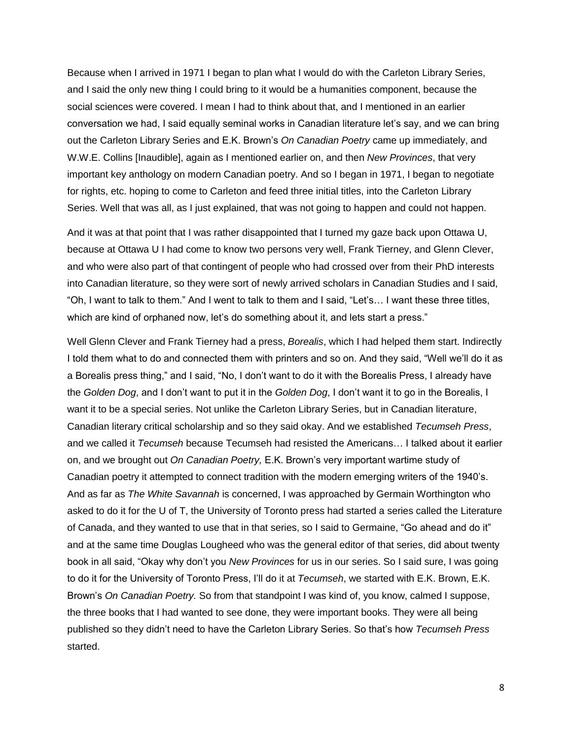Because when I arrived in 1971 I began to plan what I would do with the Carleton Library Series, and I said the only new thing I could bring to it would be a humanities component, because the social sciences were covered. I mean I had to think about that, and I mentioned in an earlier conversation we had, I said equally seminal works in Canadian literature let's say, and we can bring out the Carleton Library Series and E.K. Brown's *On Canadian Poetry* came up immediately, and W.W.E. Collins [Inaudible], again as I mentioned earlier on, and then *New Provinces*, that very important key anthology on modern Canadian poetry. And so I began in 1971, I began to negotiate for rights, etc. hoping to come to Carleton and feed three initial titles, into the Carleton Library Series. Well that was all, as I just explained, that was not going to happen and could not happen.

And it was at that point that I was rather disappointed that I turned my gaze back upon Ottawa U, because at Ottawa U I had come to know two persons very well, Frank Tierney, and Glenn Clever, and who were also part of that contingent of people who had crossed over from their PhD interests into Canadian literature, so they were sort of newly arrived scholars in Canadian Studies and I said, "Oh, I want to talk to them." And I went to talk to them and I said, "Let's… I want these three titles, which are kind of orphaned now, let's do something about it, and lets start a press."

Well Glenn Clever and Frank Tierney had a press, *Borealis*, which I had helped them start. Indirectly I told them what to do and connected them with printers and so on. And they said, "Well we'll do it as a Borealis press thing," and I said, "No, I don't want to do it with the Borealis Press, I already have the *Golden Dog*, and I don't want to put it in the *Golden Dog*, I don't want it to go in the Borealis, I want it to be a special series. Not unlike the Carleton Library Series, but in Canadian literature, Canadian literary critical scholarship and so they said okay. And we established *Tecumseh Press*, and we called it *Tecumseh* because Tecumseh had resisted the Americans… I talked about it earlier on, and we brought out *On Canadian Poetry,* E.K. Brown's very important wartime study of Canadian poetry it attempted to connect tradition with the modern emerging writers of the 1940's. And as far as *The White Savannah* is concerned, I was approached by Germain Worthington who asked to do it for the U of T, the University of Toronto press had started a series called the Literature of Canada, and they wanted to use that in that series, so I said to Germaine, "Go ahead and do it" and at the same time Douglas Lougheed who was the general editor of that series, did about twenty book in all said, "Okay why don't you *New Provinces* for us in our series. So I said sure, I was going to do it for the University of Toronto Press, I'll do it at *Tecumseh*, we started with E.K. Brown, E.K. Brown's *On Canadian Poetry.* So from that standpoint I was kind of, you know, calmed I suppose, the three books that I had wanted to see done, they were important books. They were all being published so they didn't need to have the Carleton Library Series. So that's how *Tecumseh Press* started.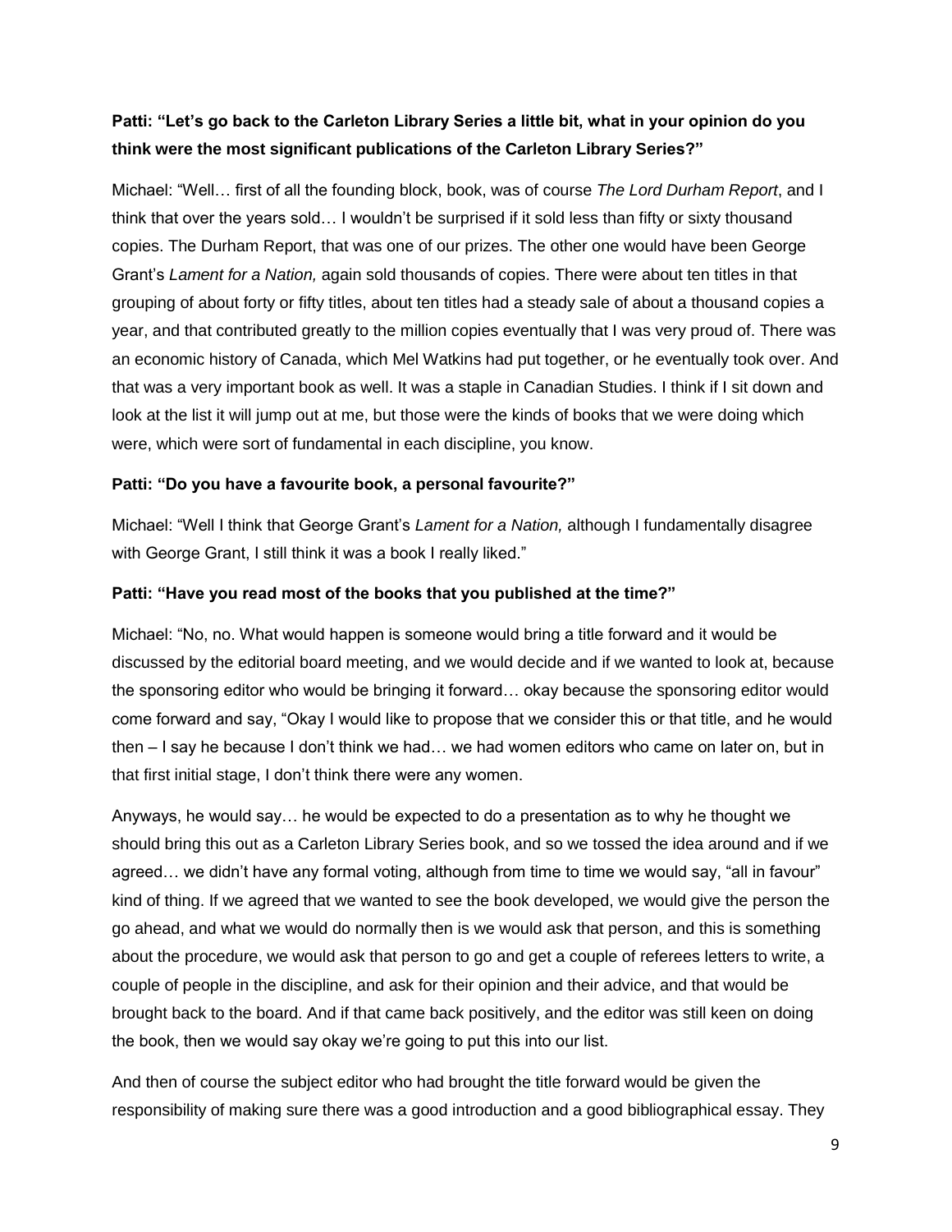**Patti: "Let's go back to the Carleton Library Series a little bit, what in your opinion do you think were the most significant publications of the Carleton Library Series?"**

Michael: "Well… first of all the founding block, book, was of course *The Lord Durham Report*, and I think that over the years sold… I wouldn't be surprised if it sold less than fifty or sixty thousand copies. The Durham Report, that was one of our prizes. The other one would have been George Grant's *Lament for a Nation,* again sold thousands of copies. There were about ten titles in that grouping of about forty or fifty titles, about ten titles had a steady sale of about a thousand copies a year, and that contributed greatly to the million copies eventually that I was very proud of. There was an economic history of Canada, which Mel Watkins had put together, or he eventually took over. And that was a very important book as well. It was a staple in Canadian Studies. I think if I sit down and look at the list it will jump out at me, but those were the kinds of books that we were doing which were, which were sort of fundamental in each discipline, you know.

**Patti: "Do you have a favourite book, a personal favourite?"**

Michael: "Well I think that George Grant's *Lament for a Nation,* although I fundamentally disagree with George Grant, I still think it was a book I really liked."

**Patti: "Have you read most of the books that you published at the time?"**

Michael: "No, no. What would happen is someone would bring a title forward and it would be discussed by the editorial board meeting, and we would decide and if we wanted to look at, because the sponsoring editor who would be bringing it forward… okay because the sponsoring editor would come forward and say, "Okay I would like to propose that we consider this or that title, and he would then – I say he because I don't think we had… we had women editors who came on later on, but in that first initial stage, I don't think there were any women.

Anyways, he would say… he would be expected to do a presentation as to why he thought we should bring this out as a Carleton Library Series book, and so we tossed the idea around and if we agreed… we didn't have any formal voting, although from time to time we would say, "all in favour" kind of thing. If we agreed that we wanted to see the book developed, we would give the person the go ahead, and what we would do normally then is we would ask that person, and this is something about the procedure, we would ask that person to go and get a couple of referees letters to write, a couple of people in the discipline, and ask for their opinion and their advice, and that would be brought back to the board. And if that came back positively, and the editor was still keen on doing the book, then we would say okay we're going to put this into our list.

And then of course the subject editor who had brought the title forward would be given the responsibility of making sure there was a good introduction and a good bibliographical essay. They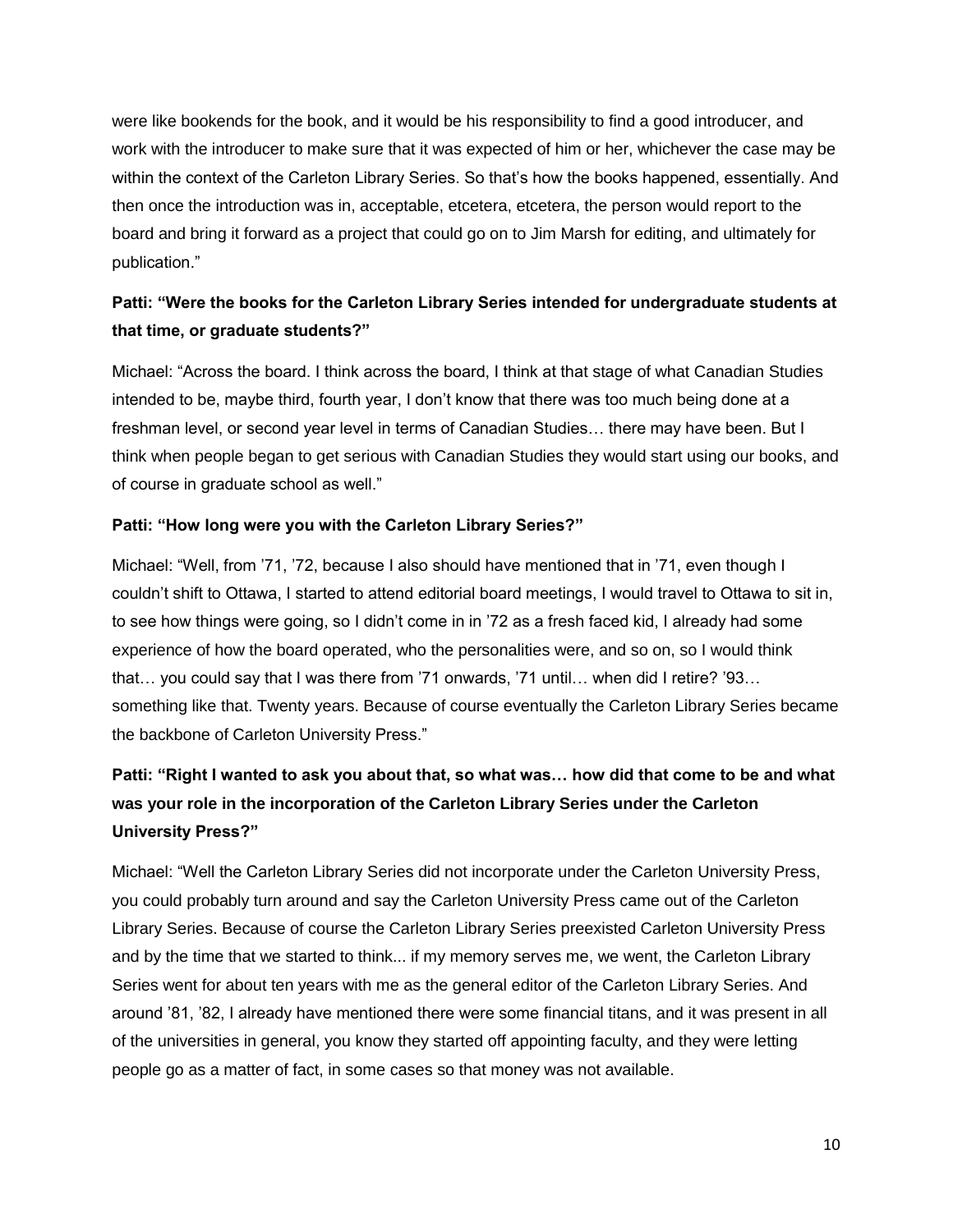were like bookends for the book, and it would be his responsibility to find a good introducer, and work with the introducer to make sure that it was expected of him or her, whichever the case may be within the context of the Carleton Library Series. So that's how the books happened, essentially. And then once the introduction was in, acceptable, etcetera, etcetera, the person would report to the board and bring it forward as a project that could go on to Jim Marsh for editing, and ultimately for publication."

**Patti: "Were the books for the Carleton Library Series intended for undergraduate students at that time, or graduate students?"**

Michael: "Across the board. I think across the board, I think at that stage of what Canadian Studies intended to be, maybe third, fourth year, I don't know that there was too much being done at a freshman level, or second year level in terms of Canadian Studies… there may have been. But I think when people began to get serious with Canadian Studies they would start using our books, and of course in graduate school as well."

**Patti: "How long were you with the Carleton Library Series?"**

Michael: "Well, from '71, '72, because I also should have mentioned that in '71, even though I couldn't shift to Ottawa, I started to attend editorial board meetings, I would travel to Ottawa to sit in, to see how things were going, so I didn't come in in '72 as a fresh faced kid, I already had some experience of how the board operated, who the personalities were, and so on, so I would think that… you could say that I was there from '71 onwards, '71 until… when did I retire? '93… something like that. Twenty years. Because of course eventually the Carleton Library Series became the backbone of Carleton University Press."

**Patti: "Right I wanted to ask you about that, so what was… how did that come to be and what was your role in the incorporation of the Carleton Library Series under the Carleton University Press?"**

Michael: "Well the Carleton Library Series did not incorporate under the Carleton University Press, you could probably turn around and say the Carleton University Press came out of the Carleton Library Series. Because of course the Carleton Library Series preexisted Carleton University Press and by the time that we started to think... if my memory serves me, we went, the Carleton Library Series went for about ten years with me as the general editor of the Carleton Library Series. And around '81, '82, I already have mentioned there were some financial titans, and it was present in all of the universities in general, you know they started off appointing faculty, and they were letting people go as a matter of fact, in some cases so that money was not available.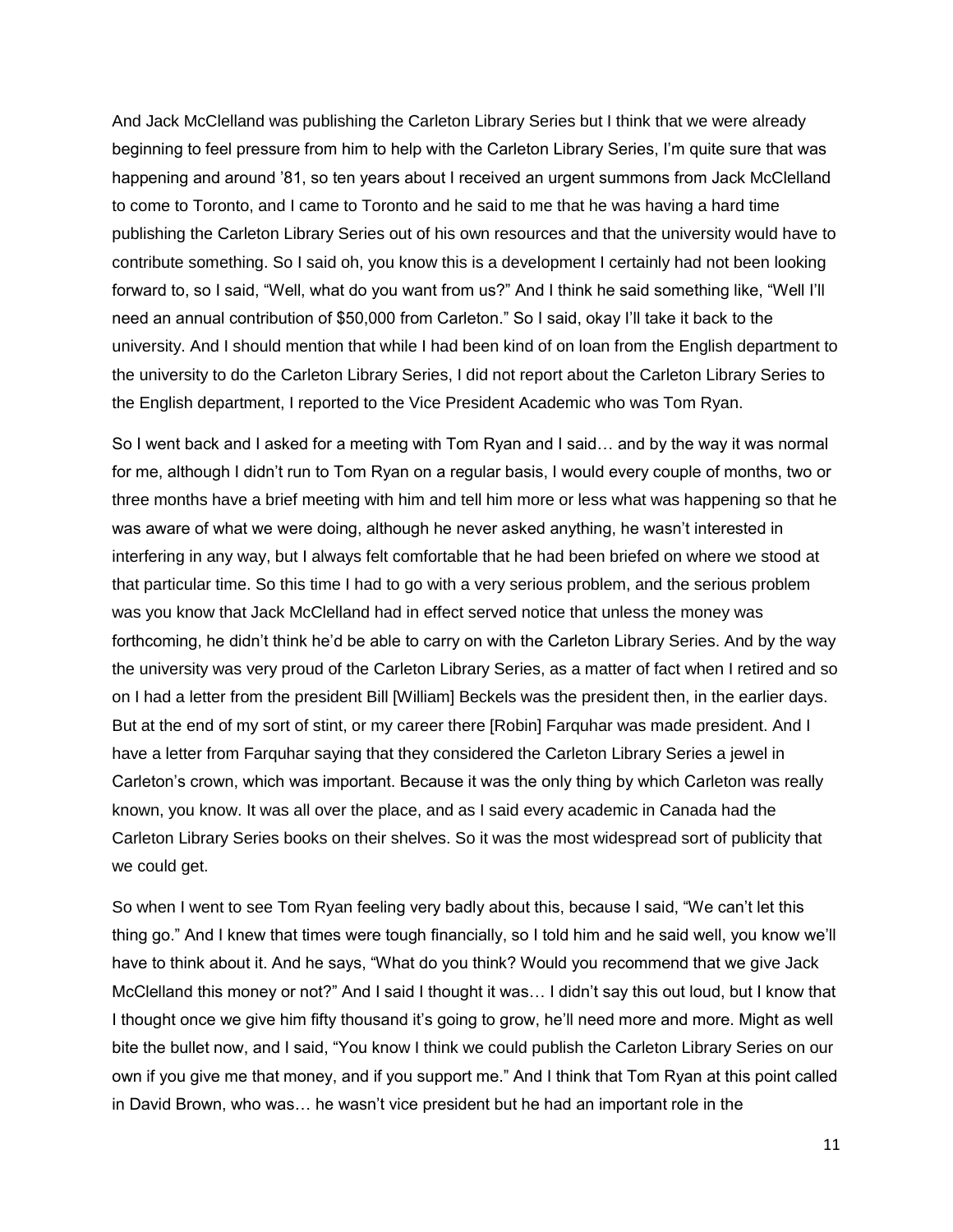And Jack McClelland was publishing the Carleton Library Series but I think that we were already beginning to feel pressure from him to help with the Carleton Library Series, I'm quite sure that was happening and around '81, so ten years about I received an urgent summons from Jack McClelland to come to Toronto, and I came to Toronto and he said to me that he was having a hard time publishing the Carleton Library Series out of his own resources and that the university would have to contribute something. So I said oh, you know this is a development I certainly had not been looking forward to, so I said, "Well, what do you want from us?" And I think he said something like, "Well I'll need an annual contribution of $50,000 from Carleton." So I said, okay I'll take it back to the university. And I should mention that while I had been kind of on loan from the English department to the university to do the Carleton Library Series, I did not report about the Carleton Library Series to the English department, I reported to the Vice President Academic who was Tom Ryan.

So I went back and I asked for a meeting with Tom Ryan and I said… and by the way it was normal for me, although I didn't run to Tom Ryan on a regular basis, I would every couple of months, two or three months have a brief meeting with him and tell him more or less what was happening so that he was aware of what we were doing, although he never asked anything, he wasn't interested in interfering in any way, but I always felt comfortable that he had been briefed on where we stood at that particular time. So this time I had to go with a very serious problem, and the serious problem was you know that Jack McClelland had in effect served notice that unless the money was forthcoming, he didn't think he'd be able to carry on with the Carleton Library Series. And by the way the university was very proud of the Carleton Library Series, as a matter of fact when I retired and so on I had a letter from the president Bill [William] Beckels was the president then, in the earlier days. But at the end of my sort of stint, or my career there [Robin] Farquhar was made president. And I have a letter from Farquhar saying that they considered the Carleton Library Series a jewel in Carleton's crown, which was important. Because it was the only thing by which Carleton was really known, you know. It was all over the place, and as I said every academic in Canada had the Carleton Library Series books on their shelves. So it was the most widespread sort of publicity that we could get.

So when I went to see Tom Ryan feeling very badly about this, because I said, "We can't let this thing go." And I knew that times were tough financially, so I told him and he said well, you know we'll have to think about it. And he says, "What do you think? Would you recommend that we give Jack McClelland this money or not?" And I said I thought it was… I didn't say this out loud, but I know that I thought once we give him fifty thousand it's going to grow, he'll need more and more. Might as well bite the bullet now, and I said, "You know I think we could publish the Carleton Library Series on our own if you give me that money, and if you support me." And I think that Tom Ryan at this point called in David Brown, who was… he wasn't vice president but he had an important role in the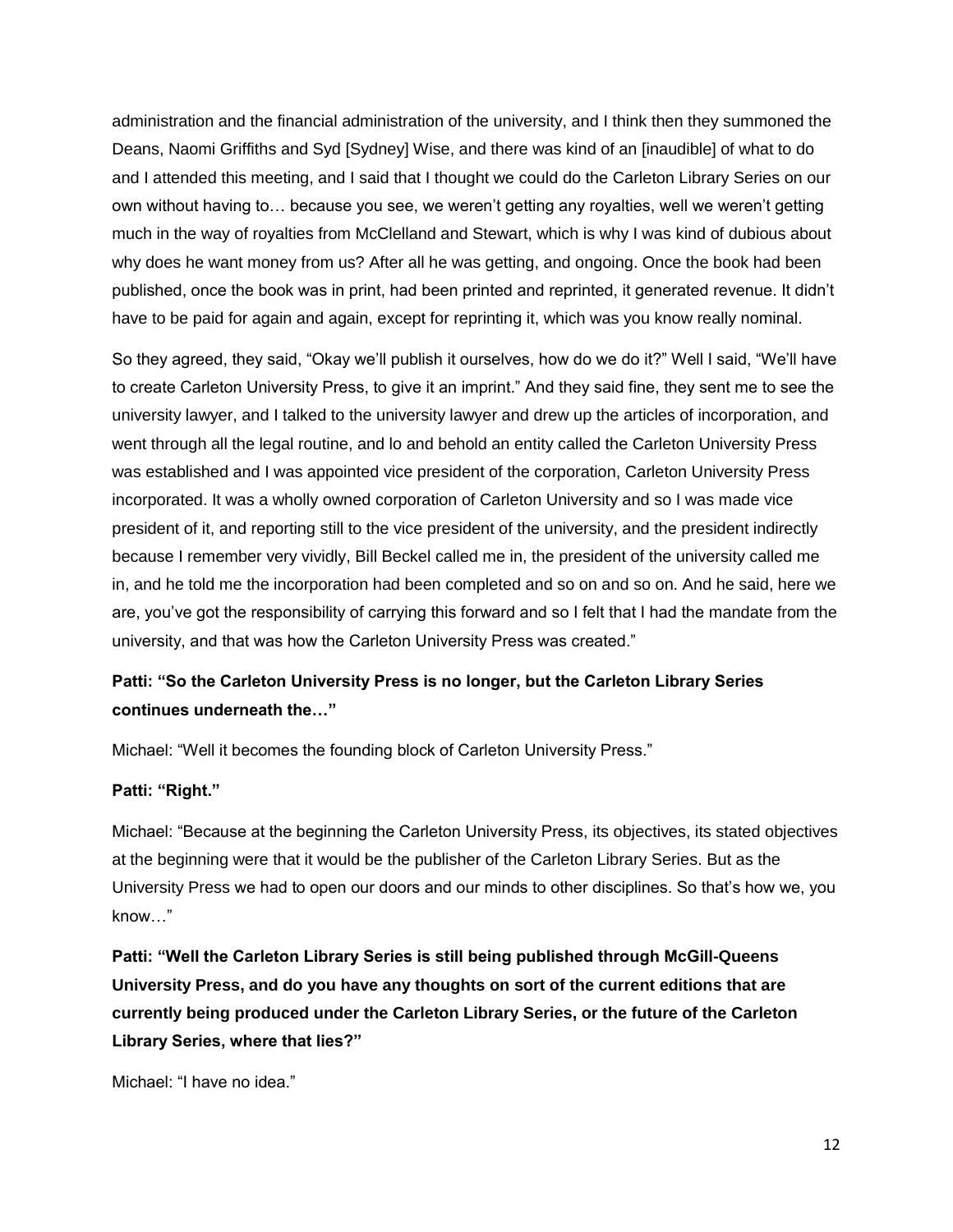administration and the financial administration of the university, and I think then they summoned the Deans, Naomi Griffiths and Syd [Sydney] Wise, and there was kind of an [inaudible] of what to do and I attended this meeting, and I said that I thought we could do the Carleton Library Series on our own without having to… because you see, we weren't getting any royalties, well we weren't getting much in the way of royalties from McClelland and Stewart, which is why I was kind of dubious about why does he want money from us? After all he was getting, and ongoing. Once the book had been published, once the book was in print, had been printed and reprinted, it generated revenue. It didn't have to be paid for again and again, except for reprinting it, which was you know really nominal.

So they agreed, they said, "Okay we'll publish it ourselves, how do we do it?" Well I said, "We'll have to create Carleton University Press, to give it an imprint." And they said fine, they sent me to see the university lawyer, and I talked to the university lawyer and drew up the articles of incorporation, and went through all the legal routine, and lo and behold an entity called the Carleton University Press was established and I was appointed vice president of the corporation, Carleton University Press incorporated. It was a wholly owned corporation of Carleton University and so I was made vice president of it, and reporting still to the vice president of the university, and the president indirectly because I remember very vividly, Bill Beckel called me in, the president of the university called me in, and he told me the incorporation had been completed and so on and so on. And he said, here we are, you've got the responsibility of carrying this forward and so I felt that I had the mandate from the university, and that was how the Carleton University Press was created."

**Patti: "So the Carleton University Press is no longer, but the Carleton Library Series continues underneath the…"**

Michael: "Well it becomes the founding block of Carleton University Press."

**Patti: "Right."**

Michael: "Because at the beginning the Carleton University Press, its objectives, its stated objectives at the beginning were that it would be the publisher of the Carleton Library Series. But as the University Press we had to open our doors and our minds to other disciplines. So that's how we, you know…"

**Patti: "Well the Carleton Library Series is still being published through McGill-Queens University Press, and do you have any thoughts on sort of the current editions that are currently being produced under the Carleton Library Series, or the future of the Carleton Library Series, where that lies?"**

Michael: "I have no idea."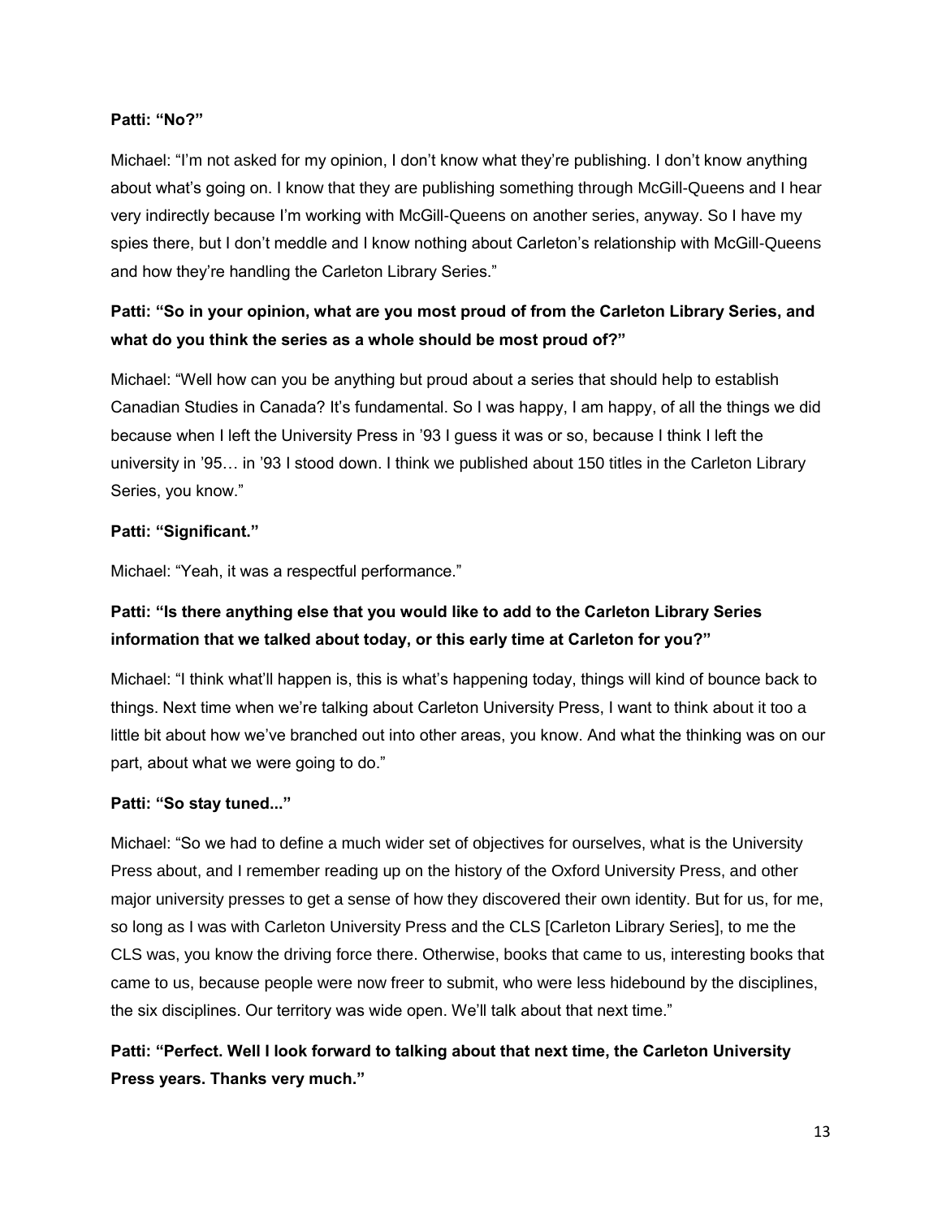**Patti: "No?"**

Michael: "I'm not asked for my opinion, I don't know what they're publishing. I don't know anything about what's going on. I know that they are publishing something through McGill-Queens and I hear very indirectly because I'm working with McGill-Queens on another series, anyway. So I have my spies there, but I don't meddle and I know nothing about Carleton's relationship with McGill-Queens and how they're handling the Carleton Library Series."

**Patti: "So in your opinion, what are you most proud of from the Carleton Library Series, and what do you think the series as a whole should be most proud of?"**

Michael: "Well how can you be anything but proud about a series that should help to establish Canadian Studies in Canada? It's fundamental. So I was happy, I am happy, of all the things we did because when I left the University Press in '93 I guess it was or so, because I think I left the university in '95… in '93 I stood down. I think we published about 150 titles in the Carleton Library Series, you know."

**Patti: "Significant."**

Michael: "Yeah, it was a respectful performance."

**Patti: "Is there anything else that you would like to add to the Carleton Library Series information that we talked about today, or this early time at Carleton for you?"**

Michael: "I think what'll happen is, this is what's happening today, things will kind of bounce back to things. Next time when we're talking about Carleton University Press, I want to think about it too a little bit about how we've branched out into other areas, you know. And what the thinking was on our part, about what we were going to do."

**Patti: "So stay tuned..."**

Michael: "So we had to define a much wider set of objectives for ourselves, what is the University Press about, and I remember reading up on the history of the Oxford University Press, and other major university presses to get a sense of how they discovered their own identity. But for us, for me, so long as I was with Carleton University Press and the CLS [Carleton Library Series], to me the CLS was, you know the driving force there. Otherwise, books that came to us, interesting books that came to us, because people were now freer to submit, who were less hidebound by the disciplines, the six disciplines. Our territory was wide open. We'll talk about that next time."

**Patti: "Perfect. Well I look forward to talking about that next time, the Carleton University Press years. Thanks very much."**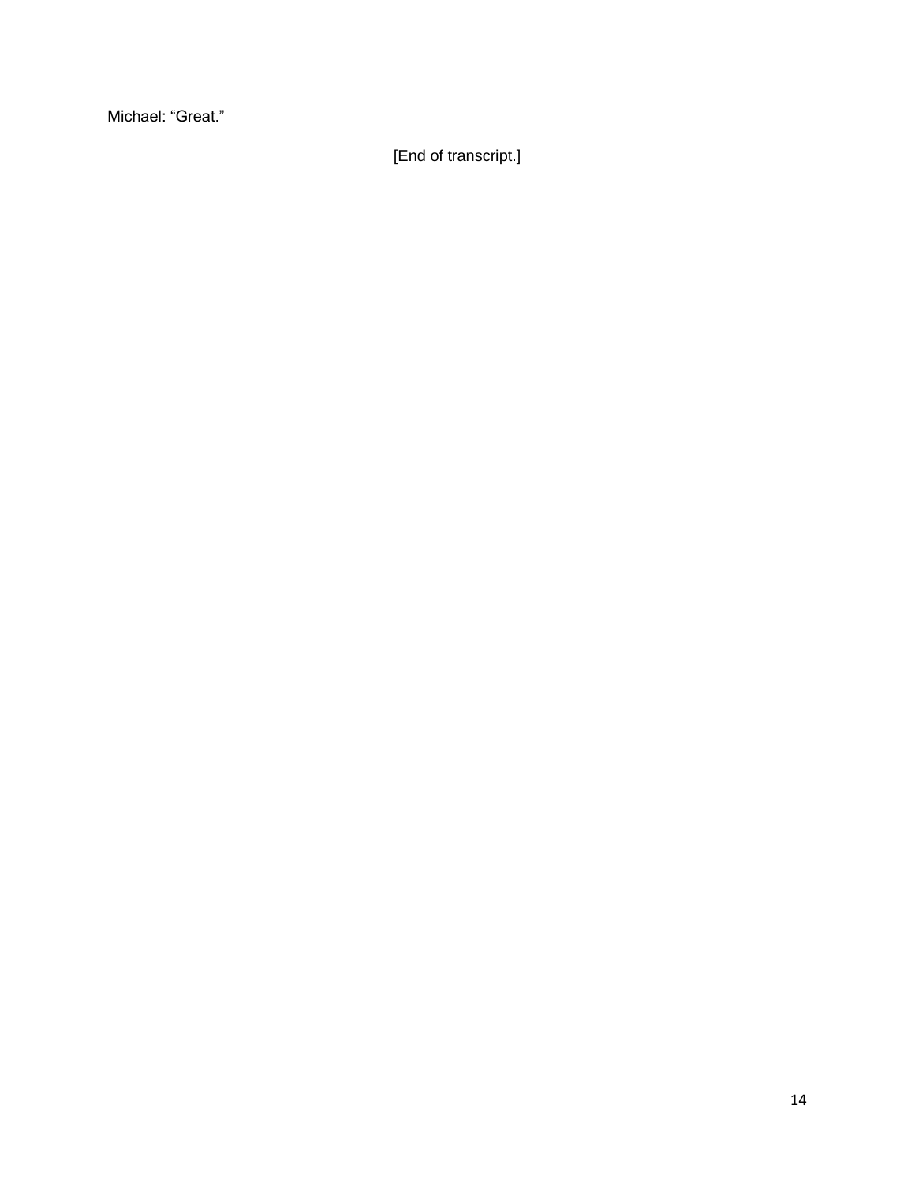Michael: “Great.”

[End of transcript.]